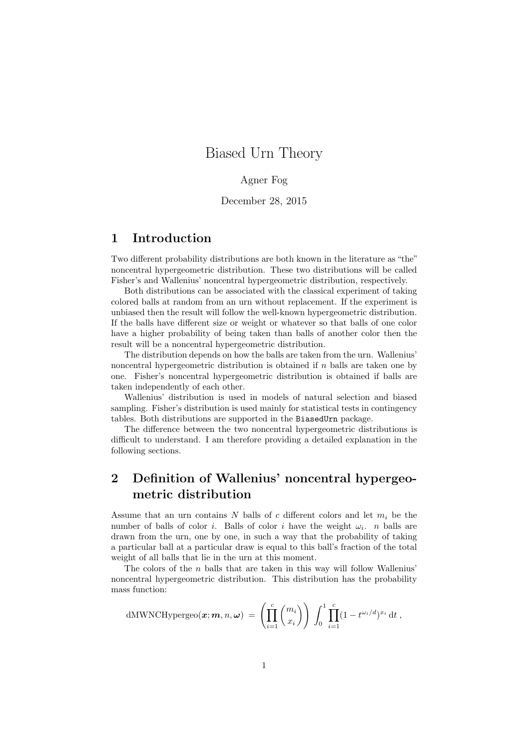# Biased Urn Theory

Agner Fog

December 28, 2015

## 1 Introduction

Two different probability distributions are both known in the literature as "the" noncentral hypergeometric distribution. These two distributions will be called Fisher's and Wallenius' noncentral hypergeometric distribution, respectively.

Both distributions can be associated with the classical experiment of taking colored balls at random from an urn without replacement. If the experiment is unbiased then the result will follow the well-known hypergeometric distribution. If the balls have different size or weight or whatever so that balls of one color have a higher probability of being taken than balls of another color then the result will be a noncentral hypergeometric distribution.

The distribution depends on how the balls are taken from the urn. Wallenius' noncentral hypergeometric distribution is obtained if $n$ balls are taken one by one. Fisher's noncentral hypergeometric distribution is obtained if balls are taken independently of each other.

Wallenius' distribution is used in models of natural selection and biased sampling. Fisher's distribution is used mainly for statistical tests in contingency tables. Both distributions are supported in the `BiasedUrn` package.

The difference between the two noncentral hypergeometric distributions is difficult to understand. I am therefore providing a detailed explanation in the following sections.

## 2 Definition of Wallenius' noncentral hypergeometric distribution

Assume that an urn contains $N$ balls of $c$ different colors and let $m_i$ be the number of balls of color $i$. Balls of color $i$ have the weight $\omega_i$. $n$ balls are drawn from the urn, one by one, in such a way that the probability of taking a particular ball at a particular draw is equal to this ball's fraction of the total weight of all balls that lie in the urn at this moment.

The colors of the $n$ balls that are taken in this way will follow Wallenius' noncentral hypergeometric distribution. This distribution has the probability mass function:

$$\text{dMWNCHypergeo}(\boldsymbol{x}; \boldsymbol{m}, n, \boldsymbol{\omega}) = \left( \prod_{i=1}^{c} \binom{m_i}{x_i} \right) \int_0^1 \prod_{i=1}^{c} (1 - t^{\omega_i / d})^{x_i} \, \mathrm{d}t \, ,$$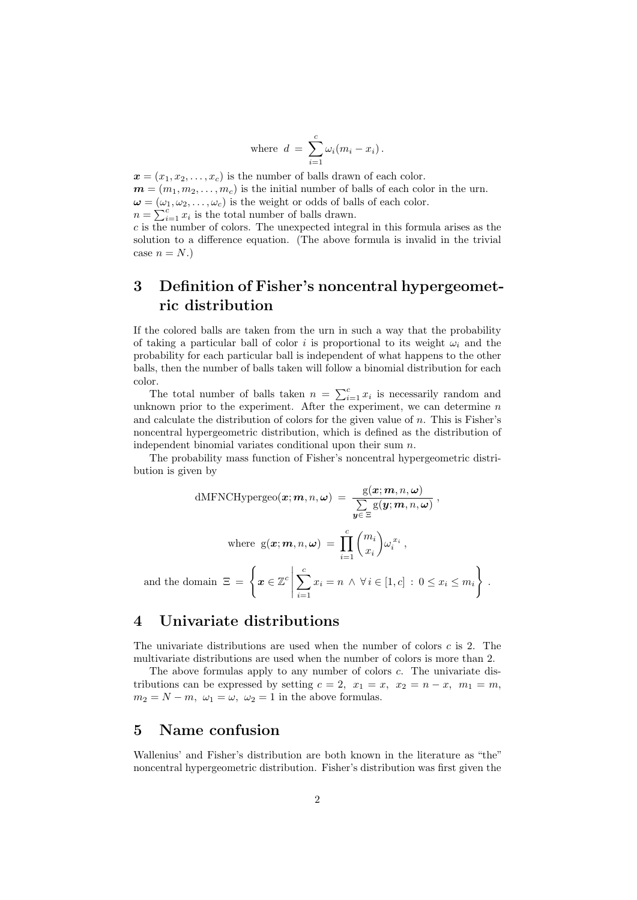$$\text{where } d = \sum_{i=1}^{c} \omega_i (m_i - x_i) .$$

$\boldsymbol{x} = (x_1, x_2, \ldots, x_c)$ is the number of balls drawn of each color.
$\boldsymbol{m} = (m_1, m_2, \ldots, m_c)$ is the initial number of balls of each color in the urn.
$\boldsymbol{\omega} = (\omega_1, \omega_2, \ldots, \omega_c)$ is the weight or odds of balls of each color.
$n = \sum_{i=1}^{c} x_i$ is the total number of balls drawn.
$c$ is the number of colors. The unexpected integral in this formula arises as the solution to a difference equation. (The above formula is invalid in the trivial case $n = N$.)

## 3 Definition of Fisher's noncentral hypergeometric distribution

If the colored balls are taken from the urn in such a way that the probability of taking a particular ball of color $i$ is proportional to its weight $\omega_i$ and the probability for each particular ball is independent of what happens to the other balls, then the number of balls taken will follow a binomial distribution for each color.

The total number of balls taken $n = \sum_{i=1}^{c} x_i$ is necessarily random and unknown prior to the experiment. After the experiment, we can determine $n$ and calculate the distribution of colors for the given value of $n$. This is Fisher's noncentral hypergeometric distribution, which is defined as the distribution of independent binomial variates conditional upon their sum $n$.

The probability mass function of Fisher's noncentral hypergeometric distribution is given by

$$\text{dMFNCHypergeo}(\boldsymbol{x}; \boldsymbol{m}, n, \boldsymbol{\omega}) = \frac{\text{g}(\boldsymbol{x}; \boldsymbol{m}, n, \boldsymbol{\omega})}{\sum\limits_{\boldsymbol{y} \in \Xi} \text{g}(\boldsymbol{y}; \boldsymbol{m}, n, \boldsymbol{\omega})} ,$$

$$\text{where } \text{g}(\boldsymbol{x}; \boldsymbol{m}, n, \boldsymbol{\omega}) = \prod_{i=1}^{c} \binom{m_i}{x_i} \omega_i^{x_i} ,$$

$$\text{and the domain } \Xi = \left\{ \boldsymbol{x} \in \mathbb{Z}^c \,\middle|\, \sum_{i=1}^{c} x_i = n \wedge \forall\, i \in [1, c] \,:\, 0 \le x_i \le m_i \right\} .$$

## 4 Univariate distributions

The univariate distributions are used when the number of colors $c$ is 2. The multivariate distributions are used when the number of colors is more than 2.

The above formulas apply to any number of colors $c$. The univariate distributions can be expressed by setting $c = 2$, $x_1 = x$, $x_2 = n - x$, $m_1 = m$, $m_2 = N - m$, $\omega_1 = \omega$, $\omega_2 = 1$ in the above formulas.

## 5 Name confusion

Wallenius' and Fisher's distribution are both known in the literature as "the" noncentral hypergeometric distribution. Fisher's distribution was first given the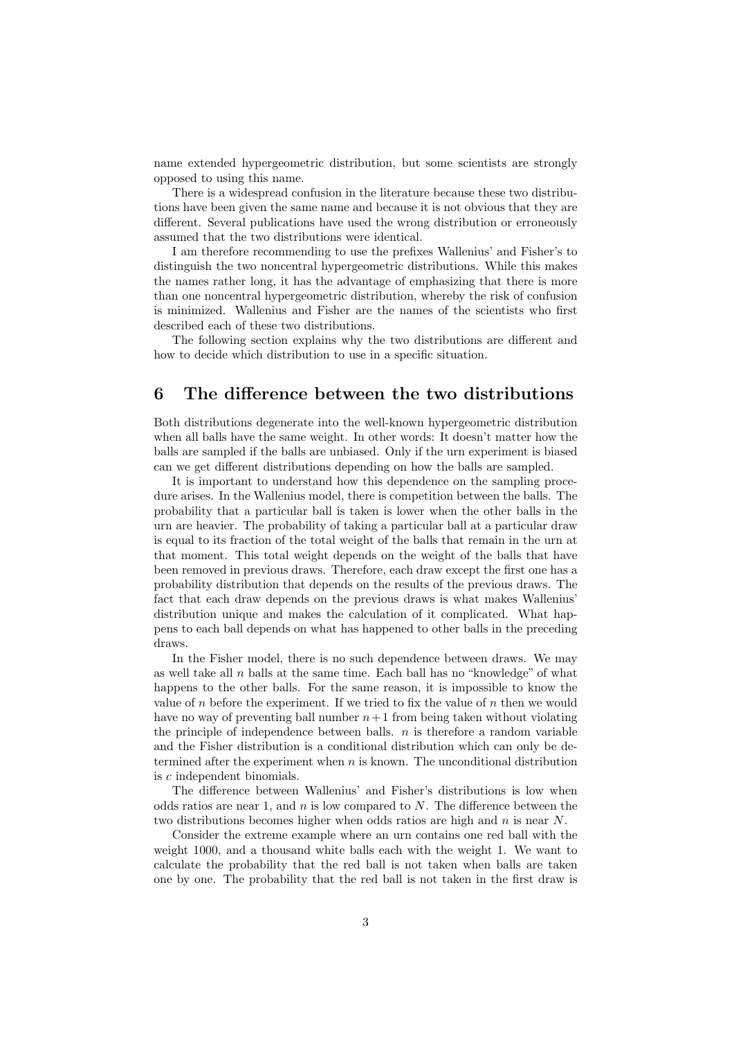name extended hypergeometric distribution, but some scientists are strongly opposed to using this name.

There is a widespread confusion in the literature because these two distributions have been given the same name and because it is not obvious that they are different. Several publications have used the wrong distribution or erroneously assumed that the two distributions were identical.

I am therefore recommending to use the prefixes Wallenius' and Fisher's to distinguish the two noncentral hypergeometric distributions. While this makes the names rather long, it has the advantage of emphasizing that there is more than one noncentral hypergeometric distribution, whereby the risk of confusion is minimized. Wallenius and Fisher are the names of the scientists who first described each of these two distributions.

The following section explains why the two distributions are different and how to decide which distribution to use in a specific situation.

## 6 The difference between the two distributions

Both distributions degenerate into the well-known hypergeometric distribution when all balls have the same weight. In other words: It doesn't matter how the balls are sampled if the balls are unbiased. Only if the urn experiment is biased can we get different distributions depending on how the balls are sampled.

It is important to understand how this dependence on the sampling procedure arises. In the Wallenius model, there is competition between the balls. The probability that a particular ball is taken is lower when the other balls in the urn are heavier. The probability of taking a particular ball at a particular draw is equal to its fraction of the total weight of the balls that remain in the urn at that moment. This total weight depends on the weight of the balls that have been removed in previous draws. Therefore, each draw except the first one has a probability distribution that depends on the results of the previous draws. The fact that each draw depends on the previous draws is what makes Wallenius' distribution unique and makes the calculation of it complicated. What happens to each ball depends on what has happened to other balls in the preceding draws.

In the Fisher model, there is no such dependence between draws. We may as well take all $n$ balls at the same time. Each ball has no "knowledge" of what happens to the other balls. For the same reason, it is impossible to know the value of $n$ before the experiment. If we tried to fix the value of $n$ then we would have no way of preventing ball number $n+1$ from being taken without violating the principle of independence between balls. $n$ is therefore a random variable and the Fisher distribution is a conditional distribution which can only be determined after the experiment when $n$ is known. The unconditional distribution is $c$ independent binomials.

The difference between Wallenius' and Fisher's distributions is low when odds ratios are near 1, and $n$ is low compared to $N$. The difference between the two distributions becomes higher when odds ratios are high and $n$ is near $N$.

Consider the extreme example where an urn contains one red ball with the weight 1000, and a thousand white balls each with the weight 1. We want to calculate the probability that the red ball is not taken when balls are taken one by one. The probability that the red ball is not taken in the first draw is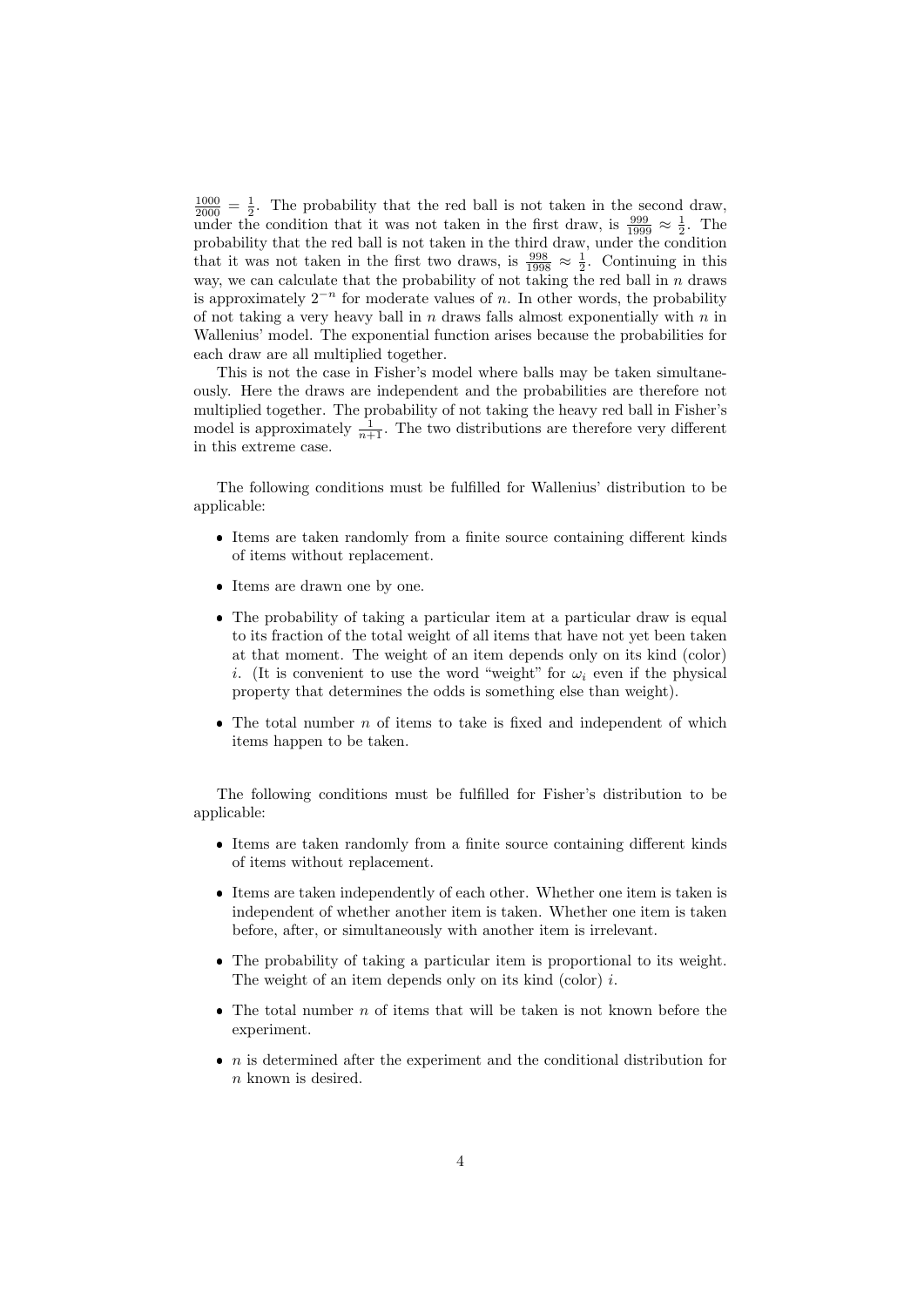$\frac{1000}{2000} = \frac{1}{2}$. The probability that the red ball is not taken in the second draw, under the condition that it was not taken in the first draw, is $\frac{999}{1999} \approx \frac{1}{2}$. The probability that the red ball is not taken in the third draw, under the condition that it was not taken in the first two draws, is $\frac{998}{1998} \approx \frac{1}{2}$. Continuing in this way, we can calculate that the probability of not taking the red ball in $n$ draws is approximately $2^{-n}$ for moderate values of $n$. In other words, the probability of not taking a very heavy ball in $n$ draws falls almost exponentially with $n$ in Wallenius' model. The exponential function arises because the probabilities for each draw are all multiplied together.

This is not the case in Fisher's model where balls may be taken simultaneously. Here the draws are independent and the probabilities are therefore not multiplied together. The probability of not taking the heavy red ball in Fisher's model is approximately $\frac{1}{n+1}$. The two distributions are therefore very different in this extreme case.

The following conditions must be fulfilled for Wallenius' distribution to be applicable:

- Items are taken randomly from a finite source containing different kinds of items without replacement.
- Items are drawn one by one.
- The probability of taking a particular item at a particular draw is equal to its fraction of the total weight of all items that have not yet been taken at that moment. The weight of an item depends only on its kind (color) $i$. (It is convenient to use the word "weight" for $\omega_i$ even if the physical property that determines the odds is something else than weight).
- The total number $n$ of items to take is fixed and independent of which items happen to be taken.

The following conditions must be fulfilled for Fisher's distribution to be applicable:

- Items are taken randomly from a finite source containing different kinds of items without replacement.
- Items are taken independently of each other. Whether one item is taken is independent of whether another item is taken. Whether one item is taken before, after, or simultaneously with another item is irrelevant.
- The probability of taking a particular item is proportional to its weight. The weight of an item depends only on its kind (color) $i$.
- The total number $n$ of items that will be taken is not known before the experiment.
- $n$ is determined after the experiment and the conditional distribution for $n$ known is desired.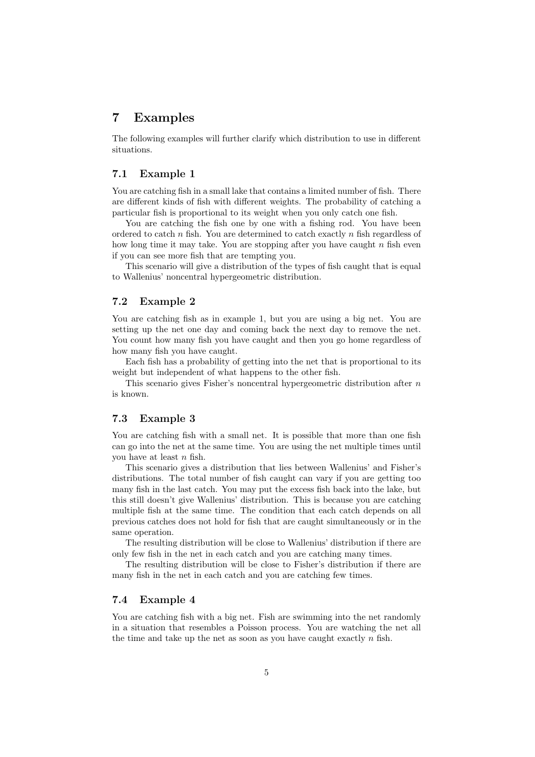# 7 Examples

The following examples will further clarify which distribution to use in different situations.

## 7.1 Example 1

You are catching fish in a small lake that contains a limited number of fish. There are different kinds of fish with different weights. The probability of catching a particular fish is proportional to its weight when you only catch one fish.

You are catching the fish one by one with a fishing rod. You have been ordered to catch $n$ fish. You are determined to catch exactly $n$ fish regardless of how long time it may take. You are stopping after you have caught $n$ fish even if you can see more fish that are tempting you.

This scenario will give a distribution of the types of fish caught that is equal to Wallenius' noncentral hypergeometric distribution.

## 7.2 Example 2

You are catching fish as in example 1, but you are using a big net. You are setting up the net one day and coming back the next day to remove the net. You count how many fish you have caught and then you go home regardless of how many fish you have caught.

Each fish has a probability of getting into the net that is proportional to its weight but independent of what happens to the other fish.

This scenario gives Fisher's noncentral hypergeometric distribution after $n$ is known.

## 7.3 Example 3

You are catching fish with a small net. It is possible that more than one fish can go into the net at the same time. You are using the net multiple times until you have at least $n$ fish.

This scenario gives a distribution that lies between Wallenius' and Fisher's distributions. The total number of fish caught can vary if you are getting too many fish in the last catch. You may put the excess fish back into the lake, but this still doesn't give Wallenius' distribution. This is because you are catching multiple fish at the same time. The condition that each catch depends on all previous catches does not hold for fish that are caught simultaneously or in the same operation.

The resulting distribution will be close to Wallenius' distribution if there are only few fish in the net in each catch and you are catching many times.

The resulting distribution will be close to Fisher's distribution if there are many fish in the net in each catch and you are catching few times.

## 7.4 Example 4

You are catching fish with a big net. Fish are swimming into the net randomly in a situation that resembles a Poisson process. You are watching the net all the time and take up the net as soon as you have caught exactly $n$ fish.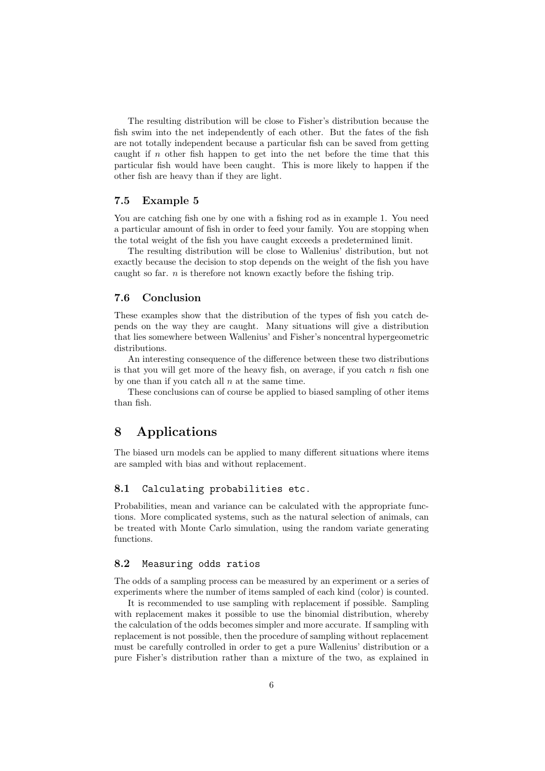The resulting distribution will be close to Fisher's distribution because the fish swim into the net independently of each other. But the fates of the fish are not totally independent because a particular fish can be saved from getting caught if $n$ other fish happen to get into the net before the time that this particular fish would have been caught. This is more likely to happen if the other fish are heavy than if they are light.

### 7.5 Example 5

You are catching fish one by one with a fishing rod as in example 1. You need a particular amount of fish in order to feed your family. You are stopping when the total weight of the fish you have caught exceeds a predetermined limit.

The resulting distribution will be close to Wallenius' distribution, but not exactly because the decision to stop depends on the weight of the fish you have caught so far. $n$ is therefore not known exactly before the fishing trip.

### 7.6 Conclusion

These examples show that the distribution of the types of fish you catch depends on the way they are caught. Many situations will give a distribution that lies somewhere between Wallenius' and Fisher's noncentral hypergeometric distributions.

An interesting consequence of the difference between these two distributions is that you will get more of the heavy fish, on average, if you catch $n$ fish one by one than if you catch all $n$ at the same time.

These conclusions can of course be applied to biased sampling of other items than fish.

## 8 Applications

The biased urn models can be applied to many different situations where items are sampled with bias and without replacement.

### 8.1 Calculating probabilities etc.

Probabilities, mean and variance can be calculated with the appropriate functions. More complicated systems, such as the natural selection of animals, can be treated with Monte Carlo simulation, using the random variate generating functions.

### 8.2 Measuring odds ratios

The odds of a sampling process can be measured by an experiment or a series of experiments where the number of items sampled of each kind (color) is counted.

It is recommended to use sampling with replacement if possible. Sampling with replacement makes it possible to use the binomial distribution, whereby the calculation of the odds becomes simpler and more accurate. If sampling with replacement is not possible, then the procedure of sampling without replacement must be carefully controlled in order to get a pure Wallenius' distribution or a pure Fisher's distribution rather than a mixture of the two, as explained in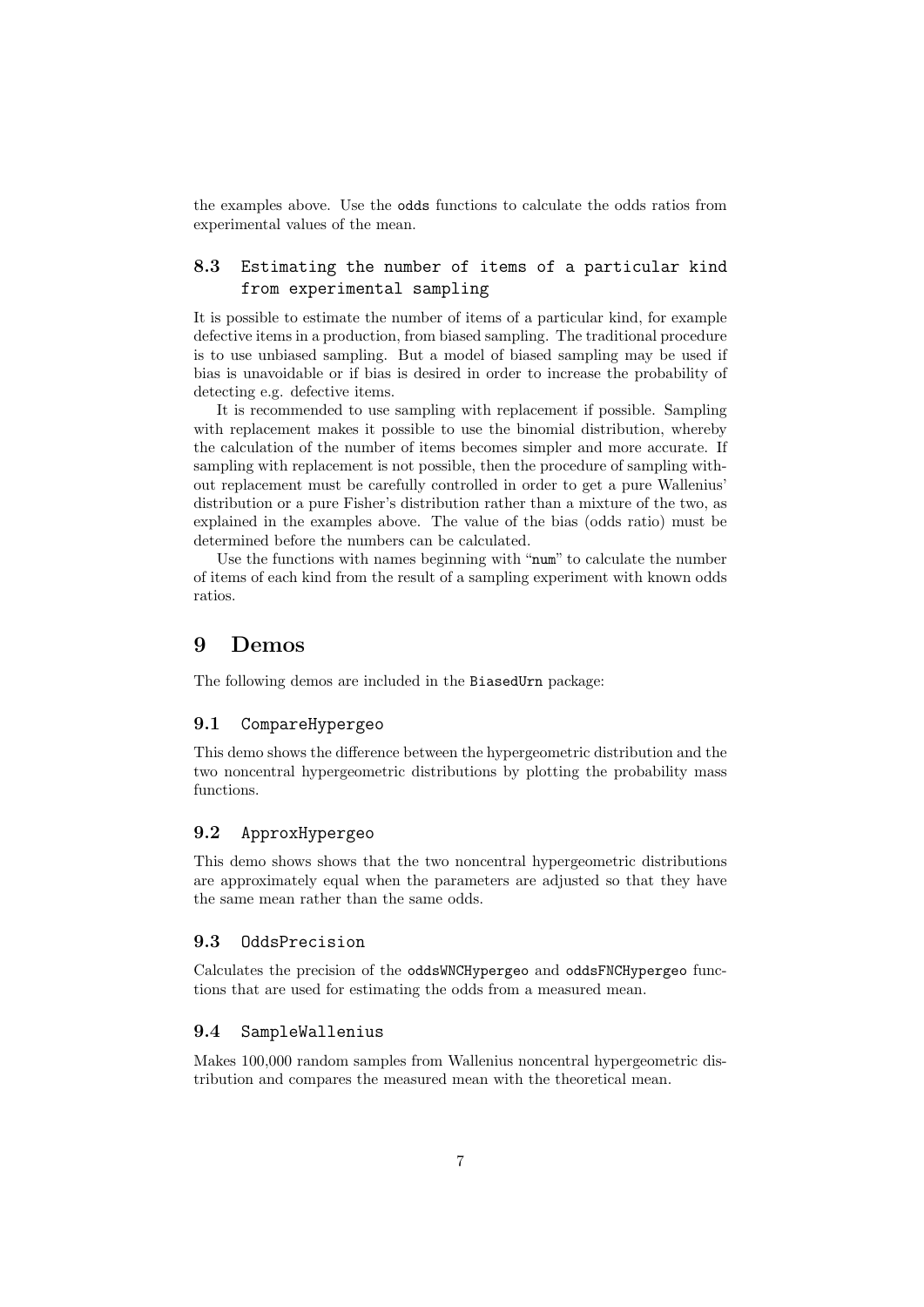the examples above. Use the `odds` functions to calculate the odds ratios from experimental values of the mean.

### 8.3 Estimating the number of items of a particular kind from experimental sampling

It is possible to estimate the number of items of a particular kind, for example defective items in a production, from biased sampling. The traditional procedure is to use unbiased sampling. But a model of biased sampling may be used if bias is unavoidable or if bias is desired in order to increase the probability of detecting e.g. defective items.

It is recommended to use sampling with replacement if possible. Sampling with replacement makes it possible to use the binomial distribution, whereby the calculation of the number of items becomes simpler and more accurate. If sampling with replacement is not possible, then the procedure of sampling without replacement must be carefully controlled in order to get a pure Wallenius' distribution or a pure Fisher's distribution rather than a mixture of the two, as explained in the examples above. The value of the bias (odds ratio) must be determined before the numbers can be calculated.

Use the functions with names beginning with "`num`" to calculate the number of items of each kind from the result of a sampling experiment with known odds ratios.

## 9 Demos

The following demos are included in the `BiasedUrn` package:

### 9.1 CompareHypergeo

This demo shows the difference between the hypergeometric distribution and the two noncentral hypergeometric distributions by plotting the probability mass functions.

### 9.2 ApproxHypergeo

This demo shows shows that the two noncentral hypergeometric distributions are approximately equal when the parameters are adjusted so that they have the same mean rather than the same odds.

### 9.3 OddsPrecision

Calculates the precision of the `oddsWNCHypergeo` and `oddsFNCHypergeo` functions that are used for estimating the odds from a measured mean.

### 9.4 SampleWallenius

Makes 100,000 random samples from Wallenius noncentral hypergeometric distribution and compares the measured mean with the theoretical mean.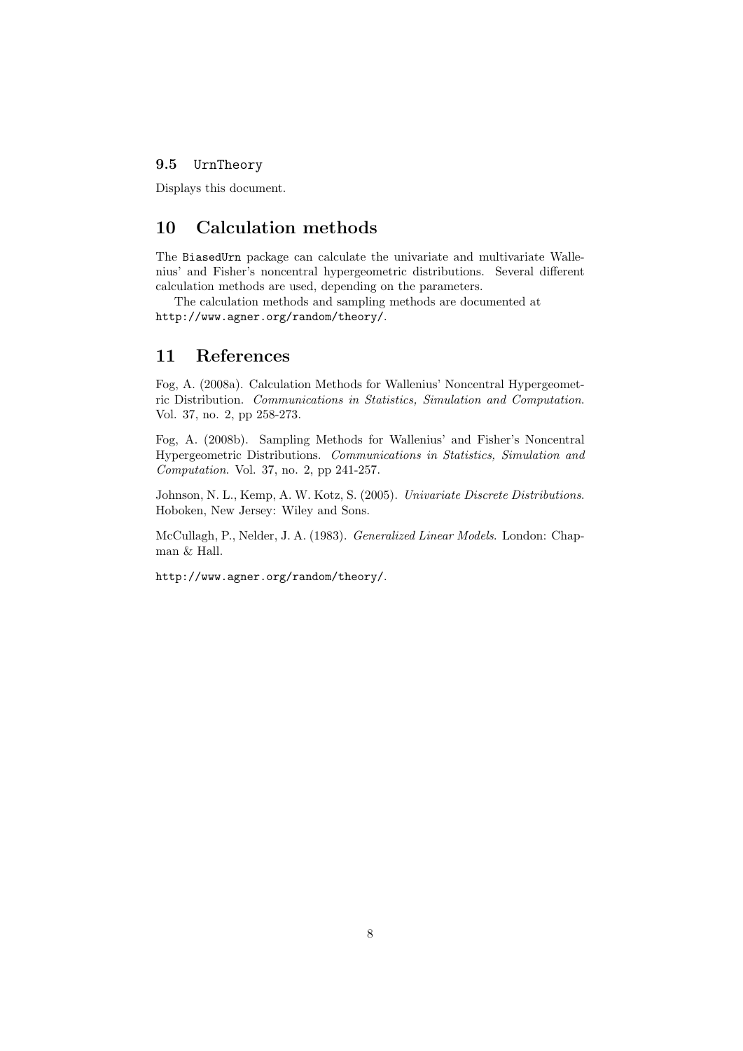### 9.5 `UrnTheory`

Displays this document.

## 10 Calculation methods

The `BiasedUrn` package can calculate the univariate and multivariate Wallenius' and Fisher's noncentral hypergeometric distributions. Several different calculation methods are used, depending on the parameters.

The calculation methods and sampling methods are documented at `http://www.agner.org/random/theory/`.

## 11 References

Fog, A. (2008a). Calculation Methods for Wallenius' Noncentral Hypergeometric Distribution. *Communications in Statistics, Simulation and Computation*. Vol. 37, no. 2, pp 258-273.

Fog, A. (2008b). Sampling Methods for Wallenius' and Fisher's Noncentral Hypergeometric Distributions. *Communications in Statistics, Simulation and Computation*. Vol. 37, no. 2, pp 241-257.

Johnson, N. L., Kemp, A. W. Kotz, S. (2005). *Univariate Discrete Distributions*. Hoboken, New Jersey: Wiley and Sons.

McCullagh, P., Nelder, J. A. (1983). *Generalized Linear Models*. London: Chapman & Hall.

`http://www.agner.org/random/theory/`.